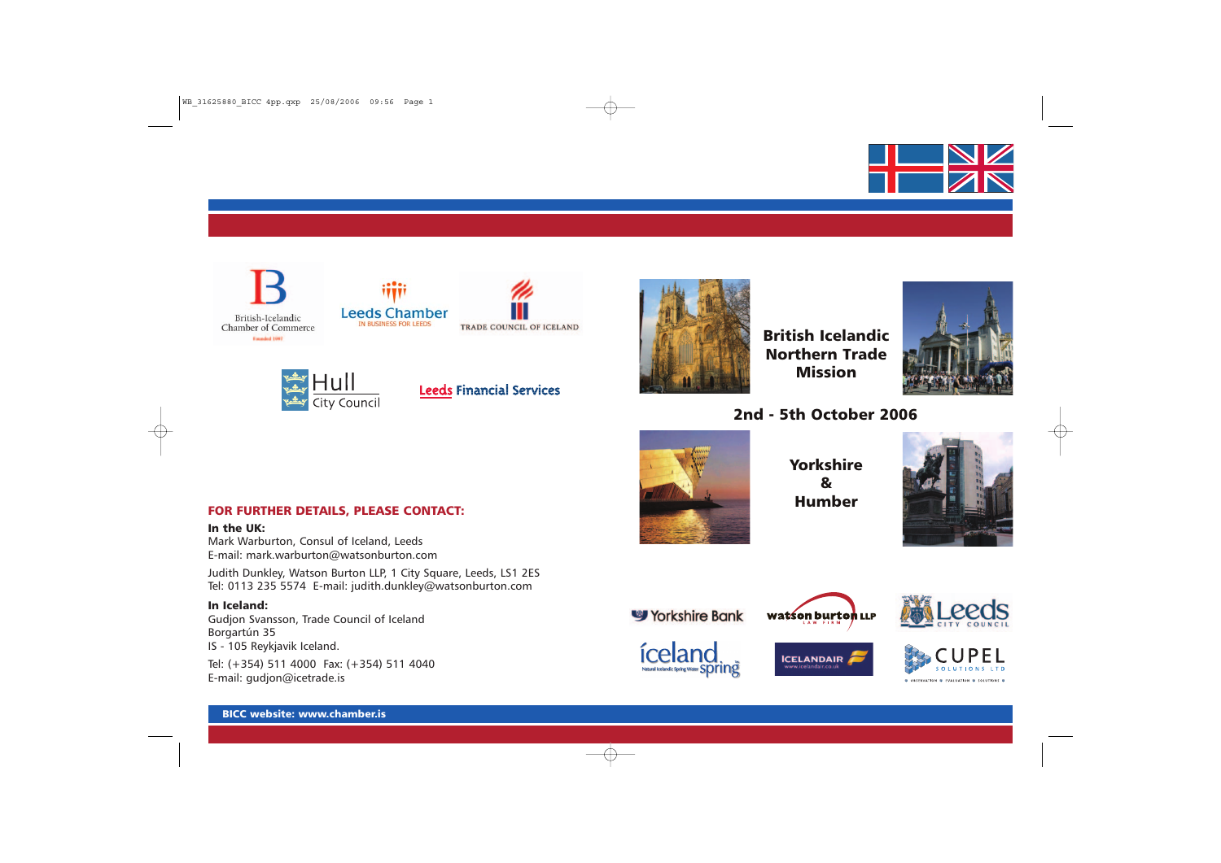# British Icelandic Northern Trade Mission

## 2nd - 5th October 2006

## Yorkshire & Humber

British-Icelandic Chamber of Commerce

Leeds Chamber — IN BUSINESS FOR LEEDS

TRADE COUNCIL OF ICELAND

Hull City Council

Leeds Financial Services

**FOR FURTHER DETAILS, PLEASE CONTACT:**

**In the UK:**
Mark Warburton, Consul of Iceland, Leeds
E-mail: mark.warburton@watsonburton.com

Judith Dunkley, Watson Burton LLP, 1 City Square, Leeds, LS1 2ES
Tel: 0113 235 5574 E-mail: judith.dunkley@watsonburton.com

**In Iceland:**
Gudjon Svansson, Trade Council of Iceland
Borgartún 35
IS - 105 Reykjavik Iceland.

Tel: (+354) 511 4000 Fax: (+354) 511 4040
E-mail: gudjon@icetrade.is

Yorkshire Bank | watson burton LLP | Leeds City Council | iceland spring | ICELANDAIR | CUPEL Solutions Ltd

**BICC website: www.chamber.is**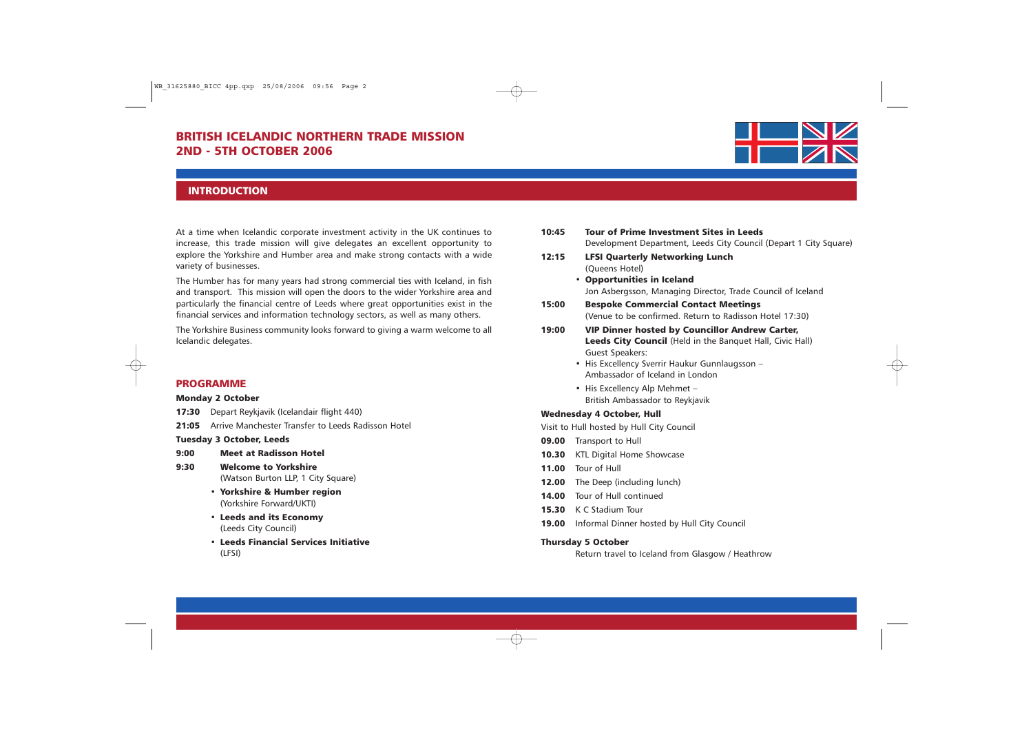# BRITISH ICELANDIC NORTHERN TRADE MISSION
# 2ND - 5TH OCTOBER 2006

## INTRODUCTION

At a time when Icelandic corporate investment activity in the UK continues to increase, this trade mission will give delegates an excellent opportunity to explore the Yorkshire and Humber area and make strong contacts with a wide variety of businesses.

The Humber has for many years had strong commercial ties with Iceland, in fish and transport. This mission will open the doors to the wider Yorkshire area and particularly the financial centre of Leeds where great opportunities exist in the financial services and information technology sectors, as well as many others.

The Yorkshire Business community looks forward to giving a warm welcome to all Icelandic delegates.

## PROGRAMME

**Monday 2 October**

**17:30** Depart Reykjavik (Icelandair flight 440)

**21:05** Arrive Manchester Transfer to Leeds Radisson Hotel

**Tuesday 3 October, Leeds**

**9:00** **Meet at Radisson Hotel**

**9:30** **Welcome to Yorkshire**
(Watson Burton LLP, 1 City Square)

- **Yorkshire & Humber region**
(Yorkshire Forward/UKTI)
- **Leeds and its Economy**
(Leeds City Council)
- **Leeds Financial Services Initiative**
(LFSI)

**10:45** **Tour of Prime Investment Sites in Leeds**
Development Department, Leeds City Council (Depart 1 City Square)

**12:15** **LFSI Quarterly Networking Lunch**
(Queens Hotel)

- **Opportunities in Iceland**
Jon Asbergsson, Managing Director, Trade Council of Iceland

**15:00** **Bespoke Commercial Contact Meetings**
(Venue to be confirmed. Return to Radisson Hotel 17:30)

**19:00** **VIP Dinner hosted by Councillor Andrew Carter, Leeds City Council** (Held in the Banquet Hall, Civic Hall)
Guest Speakers:

- His Excellency Sverrir Haukur Gunnlaugsson – Ambassador of Iceland in London
- His Excellency Alp Mehmet – British Ambassador to Reykjavik

**Wednesday 4 October, Hull**

Visit to Hull hosted by Hull City Council

**09.00** Transport to Hull

**10.30** KTL Digital Home Showcase

**11.00** Tour of Hull

**12.00** The Deep (including lunch)

**14.00** Tour of Hull continued

**15.30** K C Stadium Tour

**19.00** Informal Dinner hosted by Hull City Council

**Thursday 5 October**

Return travel to Iceland from Glasgow / Heathrow